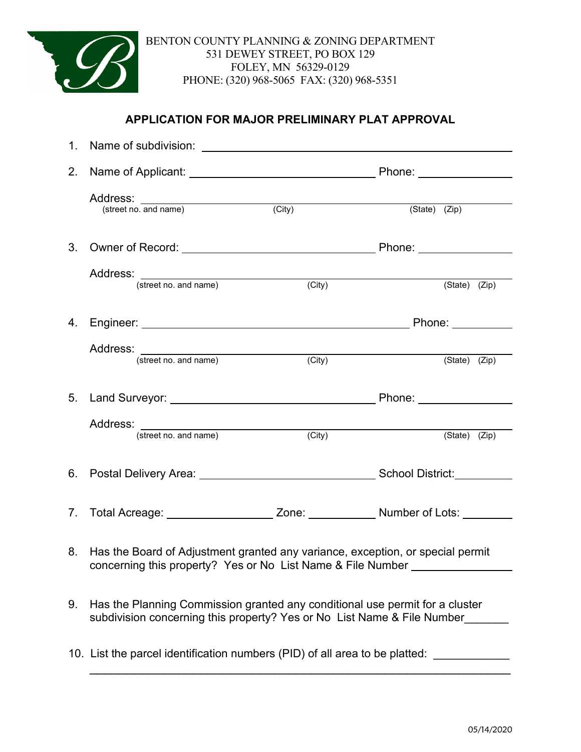BENTON COUNTY PLANNING & ZONING DEPARTMENT
531 DEWEY STREET, PO BOX 129
FOLEY, MN 56329-0129
PHONE: (320) 968-5065 FAX: (320) 968-5351

## APPLICATION FOR MAJOR PRELIMINARY PLAT APPROVAL

1. Name of subdivision: ______________________________

2. Name of Applicant: ______________________ Phone: ____________

   Address: ______________________________________________
   (street no. and name) (City) (State) (Zip)

3. Owner of Record: ______________________ Phone: ____________

   Address: ______________________________________________
   (street no. and name) (City) (State) (Zip)

4. Engineer: ______________________ Phone: ____________

   Address: ______________________________________________
   (street no. and name) (City) (State) (Zip)

5. Land Surveyor: ______________________ Phone: ____________

   Address: ______________________________________________
   (street no. and name) (City) (State) (Zip)

6. Postal Delivery Area: ______________________ School District: __________

7. Total Acreage: ____________ Zone: __________ Number of Lots: ________

8. Has the Board of Adjustment granted any variance, exception, or special permit concerning this property? Yes or No List Name & File Number ____________

9. Has the Planning Commission granted any conditional use permit for a cluster subdivision concerning this property? Yes or No List Name & File Number_______

10. List the parcel identification numbers (PID) of all area to be platted: ____________
    ______________________________________________________________

05/14/2020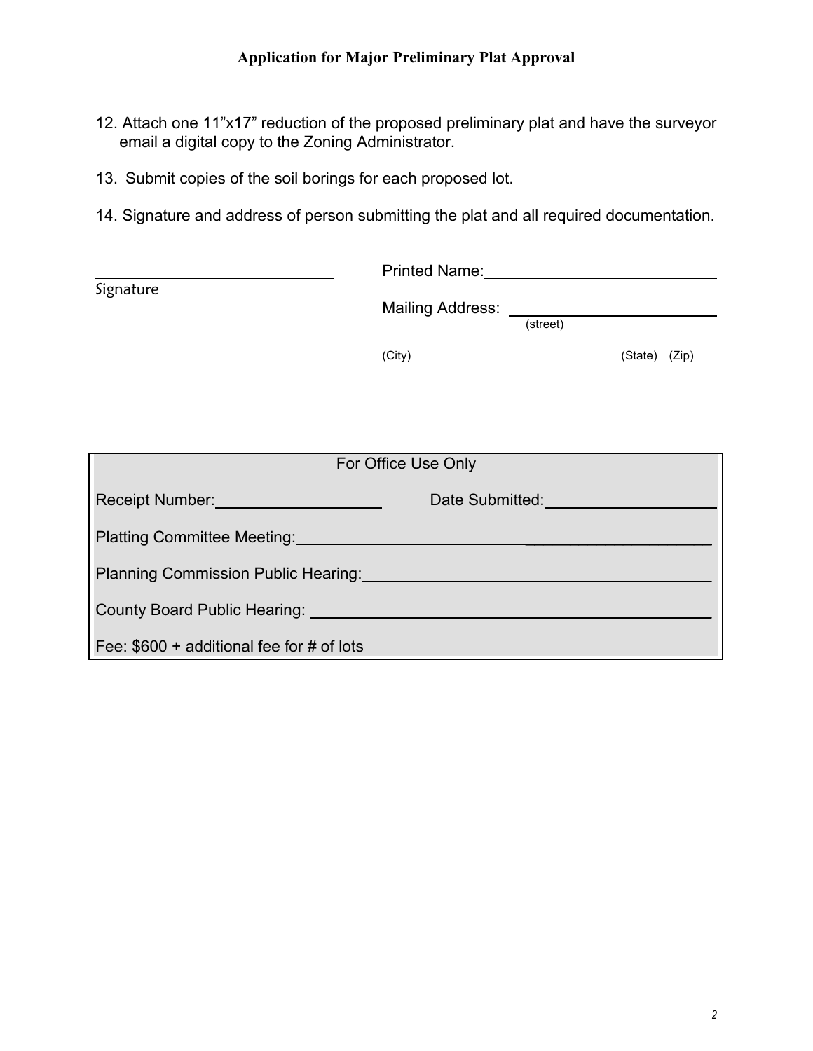**Application for Major Preliminary Plat Approval**

12. Attach one 11”x17” reduction of the proposed preliminary plat and have the surveyor email a digital copy to the Zoning Administrator.

13. Submit copies of the soil borings for each proposed lot.

14. Signature and address of person submitting the plat and all required documentation.

______________________________
Signature

Printed Name: ______________________________

Mailing Address: ______________________________
(street)

______________________________
(City) (State) (Zip)

| For Office Use Only | |
|---|---|
| Receipt Number: ____________________ | Date Submitted: ____________________ |
| Platting Committee Meeting: ______________________________________________ | |
| Planning Commission Public Hearing: _________________________________________ | |
| County Board Public Hearing: ______________________________________________ | |
| Fee: $600 + additional fee for # of lots | |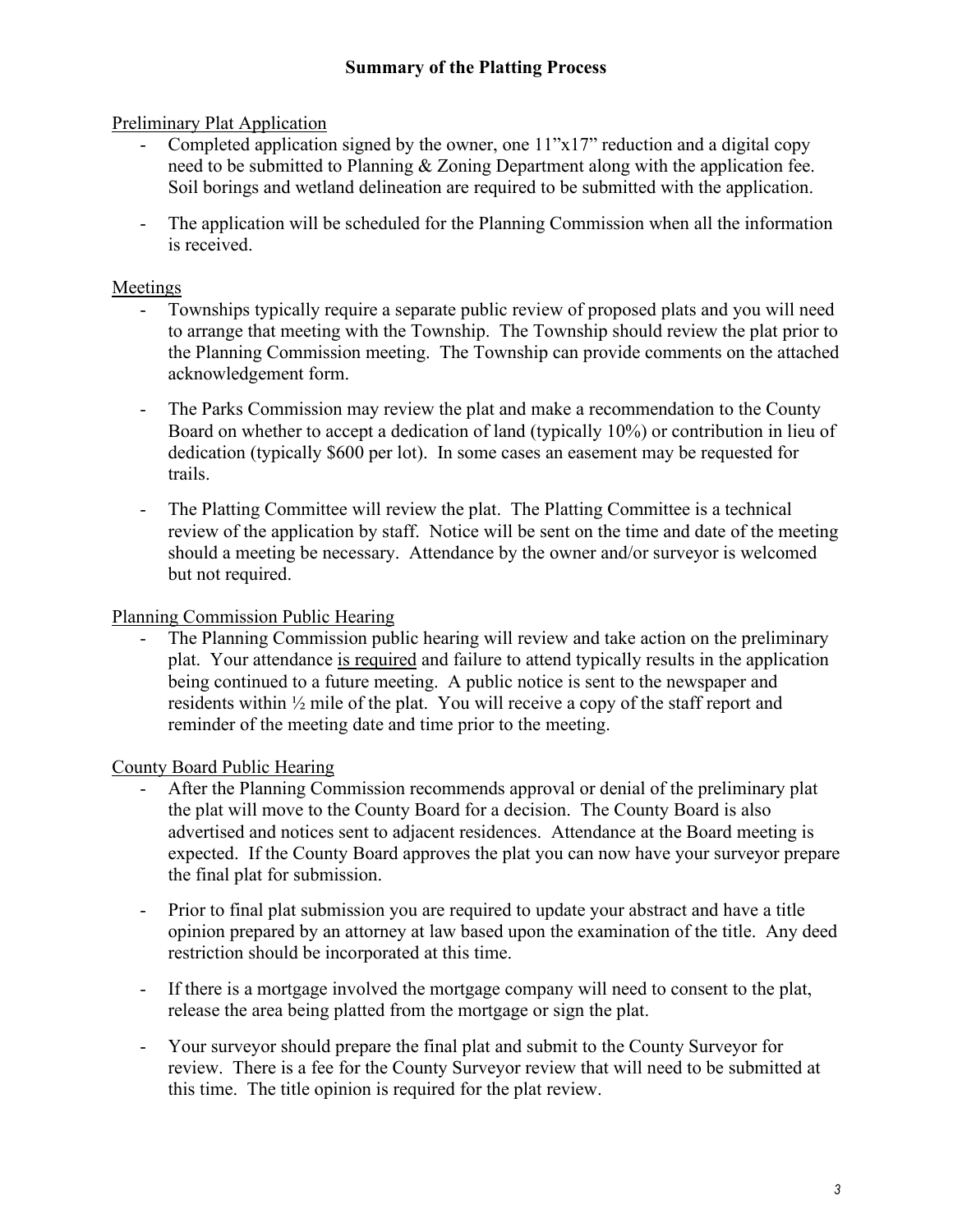## Summary of the Platting Process

Preliminary Plat Application

- Completed application signed by the owner, one 11"x17" reduction and a digital copy need to be submitted to Planning & Zoning Department along with the application fee. Soil borings and wetland delineation are required to be submitted with the application.
- The application will be scheduled for the Planning Commission when all the information is received.

Meetings

- Townships typically require a separate public review of proposed plats and you will need to arrange that meeting with the Township. The Township should review the plat prior to the Planning Commission meeting. The Township can provide comments on the attached acknowledgement form.
- The Parks Commission may review the plat and make a recommendation to the County Board on whether to accept a dedication of land (typically 10%) or contribution in lieu of dedication (typically $600 per lot). In some cases an easement may be requested for trails.
- The Platting Committee will review the plat. The Platting Committee is a technical review of the application by staff. Notice will be sent on the time and date of the meeting should a meeting be necessary. Attendance by the owner and/or surveyor is welcomed but not required.

Planning Commission Public Hearing

- The Planning Commission public hearing will review and take action on the preliminary plat. Your attendance is required and failure to attend typically results in the application being continued to a future meeting. A public notice is sent to the newspaper and residents within ½ mile of the plat. You will receive a copy of the staff report and reminder of the meeting date and time prior to the meeting.

County Board Public Hearing

- After the Planning Commission recommends approval or denial of the preliminary plat the plat will move to the County Board for a decision. The County Board is also advertised and notices sent to adjacent residences. Attendance at the Board meeting is expected. If the County Board approves the plat you can now have your surveyor prepare the final plat for submission.
- Prior to final plat submission you are required to update your abstract and have a title opinion prepared by an attorney at law based upon the examination of the title. Any deed restriction should be incorporated at this time.
- If there is a mortgage involved the mortgage company will need to consent to the plat, release the area being platted from the mortgage or sign the plat.
- Your surveyor should prepare the final plat and submit to the County Surveyor for review. There is a fee for the County Surveyor review that will need to be submitted at this time. The title opinion is required for the plat review.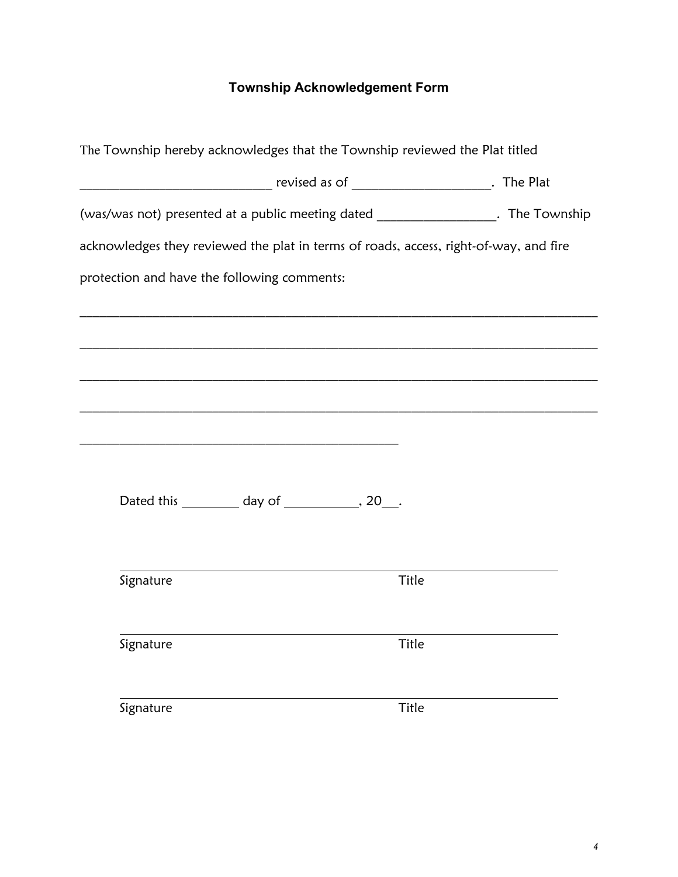# Township Acknowledgement Form

The Township hereby acknowledges that the Township reviewed the Plat titled

_____________________________ revised as of _____________________. The Plat

(was/was not) presented at a public meeting dated __________________. The Township

acknowledges they reviewed the plat in terms of roads, access, right-of-way, and fire

protection and have the following comments:

_______________________________________________________________________________

_______________________________________________________________________________

_______________________________________________________________________________

_______________________________________________________________________________

_______________________________________________

Dated this _________ day of ___________, 20___.

____________________________________________________________________

Signature Title

____________________________________________________________________

Signature Title

____________________________________________________________________

Signature Title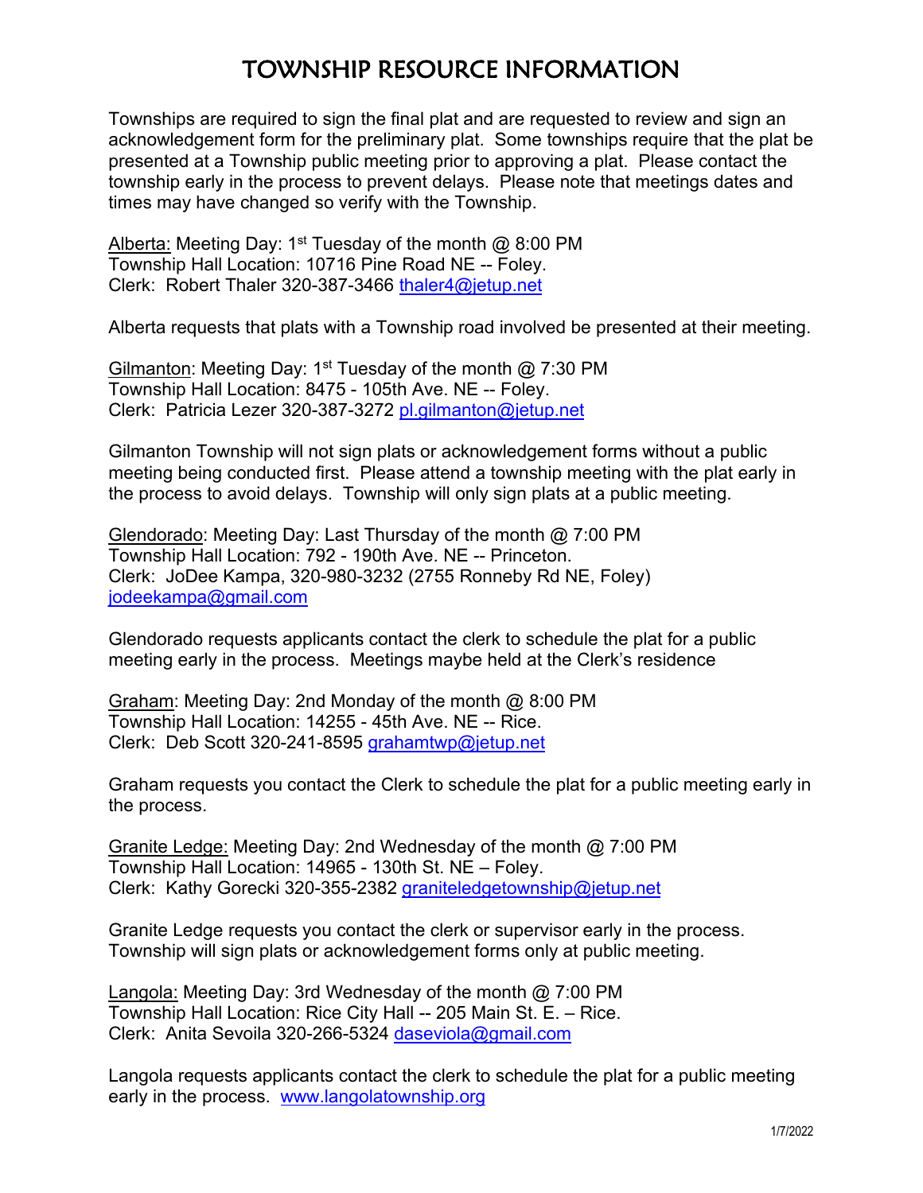# TOWNSHIP RESOURCE INFORMATION

Townships are required to sign the final plat and are requested to review and sign an acknowledgement form for the preliminary plat. Some townships require that the plat be presented at a Township public meeting prior to approving a plat. Please contact the township early in the process to prevent delays. Please note that meetings dates and times may have changed so verify with the Township.

Alberta: Meeting Day: 1st Tuesday of the month @ 8:00 PM
Township Hall Location: 10716 Pine Road NE -- Foley.
Clerk: Robert Thaler 320-387-3466 thaler4@jetup.net

Alberta requests that plats with a Township road involved be presented at their meeting.

Gilmanton: Meeting Day: 1st Tuesday of the month @ 7:30 PM
Township Hall Location: 8475 - 105th Ave. NE -- Foley.
Clerk: Patricia Lezer 320-387-3272 pl.gilmanton@jetup.net

Gilmanton Township will not sign plats or acknowledgement forms without a public meeting being conducted first. Please attend a township meeting with the plat early in the process to avoid delays. Township will only sign plats at a public meeting.

Glendorado: Meeting Day: Last Thursday of the month @ 7:00 PM
Township Hall Location: 792 - 190th Ave. NE -- Princeton.
Clerk: JoDee Kampa, 320-980-3232 (2755 Ronneby Rd NE, Foley)
jodeekampa@gmail.com

Glendorado requests applicants contact the clerk to schedule the plat for a public meeting early in the process. Meetings maybe held at the Clerk's residence

Graham: Meeting Day: 2nd Monday of the month @ 8:00 PM
Township Hall Location: 14255 - 45th Ave. NE -- Rice.
Clerk: Deb Scott 320-241-8595 grahamtwp@jetup.net

Graham requests you contact the Clerk to schedule the plat for a public meeting early in the process.

Granite Ledge: Meeting Day: 2nd Wednesday of the month @ 7:00 PM
Township Hall Location: 14965 - 130th St. NE – Foley.
Clerk: Kathy Gorecki 320-355-2382 graniteledgetownship@jetup.net

Granite Ledge requests you contact the clerk or supervisor early in the process. Township will sign plats or acknowledgement forms only at public meeting.

Langola: Meeting Day: 3rd Wednesday of the month @ 7:00 PM
Township Hall Location: Rice City Hall -- 205 Main St. E. – Rice.
Clerk: Anita Sevoila 320-266-5324 daseviola@gmail.com

Langola requests applicants contact the clerk to schedule the plat for a public meeting early in the process. www.langolatownship.org

1/7/2022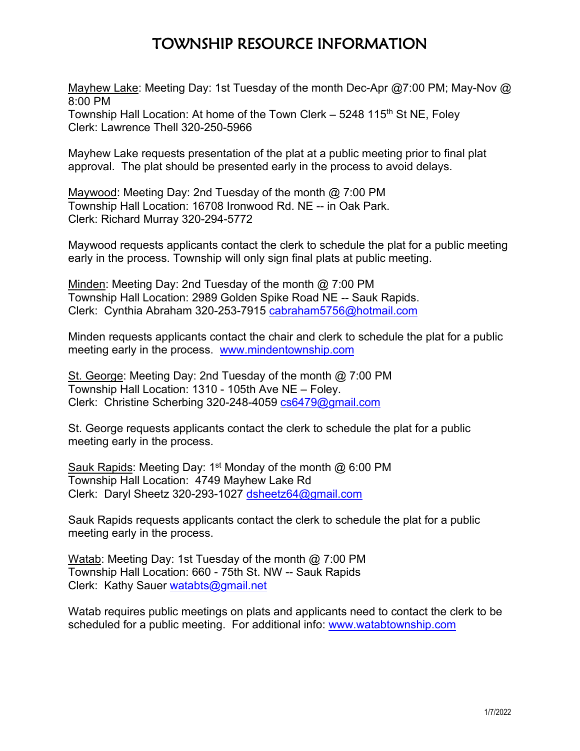# TOWNSHIP RESOURCE INFORMATION

Mayhew Lake: Meeting Day: 1st Tuesday of the month Dec-Apr @7:00 PM; May-Nov @ 8:00 PM
Township Hall Location: At home of the Town Clerk – 5248 115th St NE, Foley
Clerk: Lawrence Thell 320-250-5966

Mayhew Lake requests presentation of the plat at a public meeting prior to final plat approval. The plat should be presented early in the process to avoid delays.

Maywood: Meeting Day: 2nd Tuesday of the month @ 7:00 PM
Township Hall Location: 16708 Ironwood Rd. NE -- in Oak Park.
Clerk: Richard Murray 320-294-5772

Maywood requests applicants contact the clerk to schedule the plat for a public meeting early in the process. Township will only sign final plats at public meeting.

Minden: Meeting Day: 2nd Tuesday of the month @ 7:00 PM
Township Hall Location: 2989 Golden Spike Road NE -- Sauk Rapids.
Clerk: Cynthia Abraham 320-253-7915 cabraham5756@hotmail.com

Minden requests applicants contact the chair and clerk to schedule the plat for a public meeting early in the process. www.mindentownship.com

St. George: Meeting Day: 2nd Tuesday of the month @ 7:00 PM
Township Hall Location: 1310 - 105th Ave NE – Foley.
Clerk: Christine Scherbing 320-248-4059 cs6479@gmail.com

St. George requests applicants contact the clerk to schedule the plat for a public meeting early in the process.

Sauk Rapids: Meeting Day: 1st Monday of the month @ 6:00 PM
Township Hall Location: 4749 Mayhew Lake Rd
Clerk: Daryl Sheetz 320-293-1027 dsheetz64@gmail.com

Sauk Rapids requests applicants contact the clerk to schedule the plat for a public meeting early in the process.

Watab: Meeting Day: 1st Tuesday of the month @ 7:00 PM
Township Hall Location: 660 - 75th St. NW -- Sauk Rapids
Clerk: Kathy Sauer watabts@gmail.net

Watab requires public meetings on plats and applicants need to contact the clerk to be scheduled for a public meeting. For additional info: www.watabtownship.com

1/7/2022